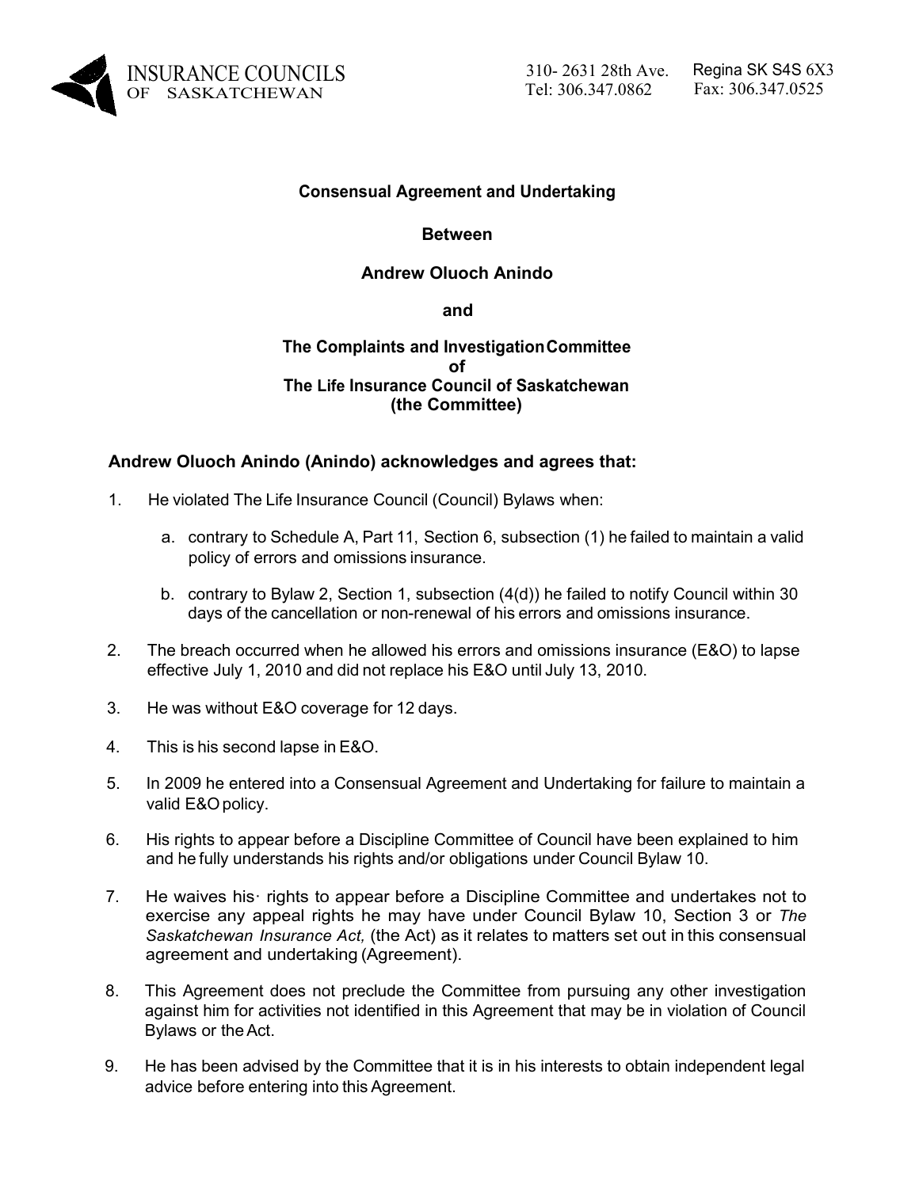INSURANCE COUNCILS OF SASKATCHEWAN

310- 2631 28th Ave. Regina SK S4S 6X3
Tel: 306.347.0862 Fax: 306.347.0525

**Consensual Agreement and Undertaking**

**Between**

**Andrew Oluoch Anindo**

**and**

**The Complaints and Investigation Committee of The Life Insurance Council of Saskatchewan (the Committee)**

**Andrew Oluoch Anindo (Anindo) acknowledges and agrees that:**

1. He violated The Life Insurance Council (Council) Bylaws when:

   a. contrary to Schedule A, Part 11, Section 6, subsection (1) he failed to maintain a valid policy of errors and omissions insurance.

   b. contrary to Bylaw 2, Section 1, subsection (4(d)) he failed to notify Council within 30 days of the cancellation or non-renewal of his errors and omissions insurance.

2. The breach occurred when he allowed his errors and omissions insurance (E&O) to lapse effective July 1, 2010 and did not replace his E&O until July 13, 2010.

3. He was without E&O coverage for 12 days.

4. This is his second lapse in E&O.

5. In 2009 he entered into a Consensual Agreement and Undertaking for failure to maintain a valid E&O policy.

6. His rights to appear before a Discipline Committee of Council have been explained to him and he fully understands his rights and/or obligations under Council Bylaw 10.

7. He waives his· rights to appear before a Discipline Committee and undertakes not to exercise any appeal rights he may have under Council Bylaw 10, Section 3 or *The Saskatchewan Insurance Act,* (the Act) as it relates to matters set out in this consensual agreement and undertaking (Agreement).

8. This Agreement does not preclude the Committee from pursuing any other investigation against him for activities not identified in this Agreement that may be in violation of Council Bylaws or the Act.

9. He has been advised by the Committee that it is in his interests to obtain independent legal advice before entering into this Agreement.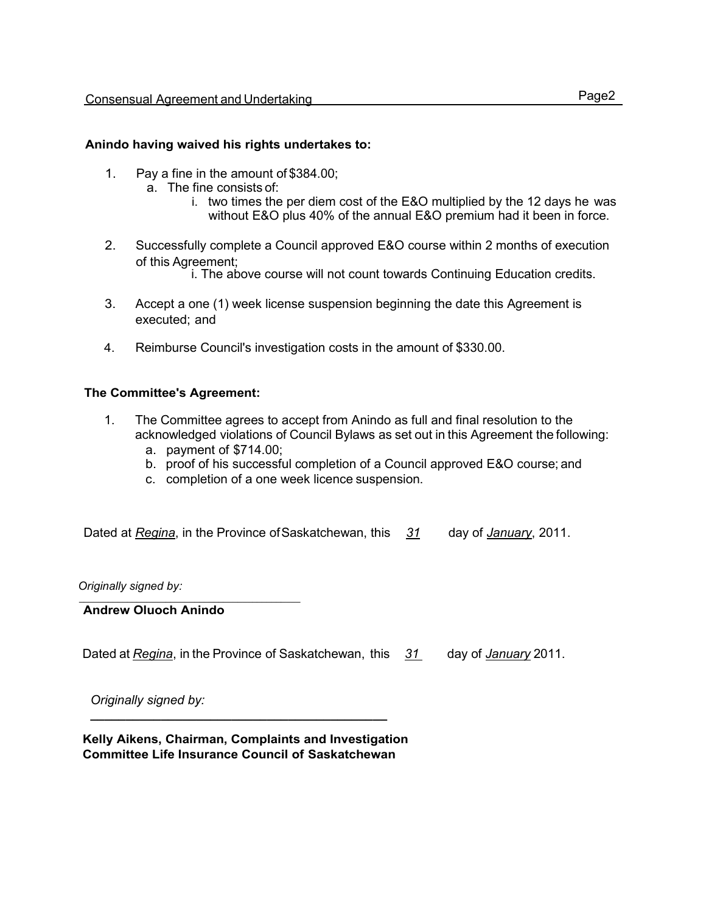**Anindo having waived his rights undertakes to:**

1. Pay a fine in the amount of $384.00;
   a. The fine consists of:
      i. two times the per diem cost of the E&O multiplied by the 12 days he was without E&O plus 40% of the annual E&O premium had it been in force.

2. Successfully complete a Council approved E&O course within 2 months of execution of this Agreement;
   i. The above course will not count towards Continuing Education credits.

3. Accept a one (1) week license suspension beginning the date this Agreement is executed; and

4. Reimburse Council's investigation costs in the amount of $330.00.

**The Committee's Agreement:**

1. The Committee agrees to accept from Anindo as full and final resolution to the acknowledged violations of Council Bylaws as set out in this Agreement the following:
   a. payment of $714.00;
   b. proof of his successful completion of a Council approved E&O course; and
   c. completion of a one week licence suspension.

Dated at *Regina*, in the Province of Saskatchewan, this *31* day of *January*, 2011.

*Originally signed by:*

**Andrew Oluoch Anindo**

Dated at *Regina*, in the Province of Saskatchewan, this *31* day of *January* 2011.

*Originally signed by:*

**Kelly Aikens, Chairman, Complaints and Investigation Committee Life Insurance Council of Saskatchewan**